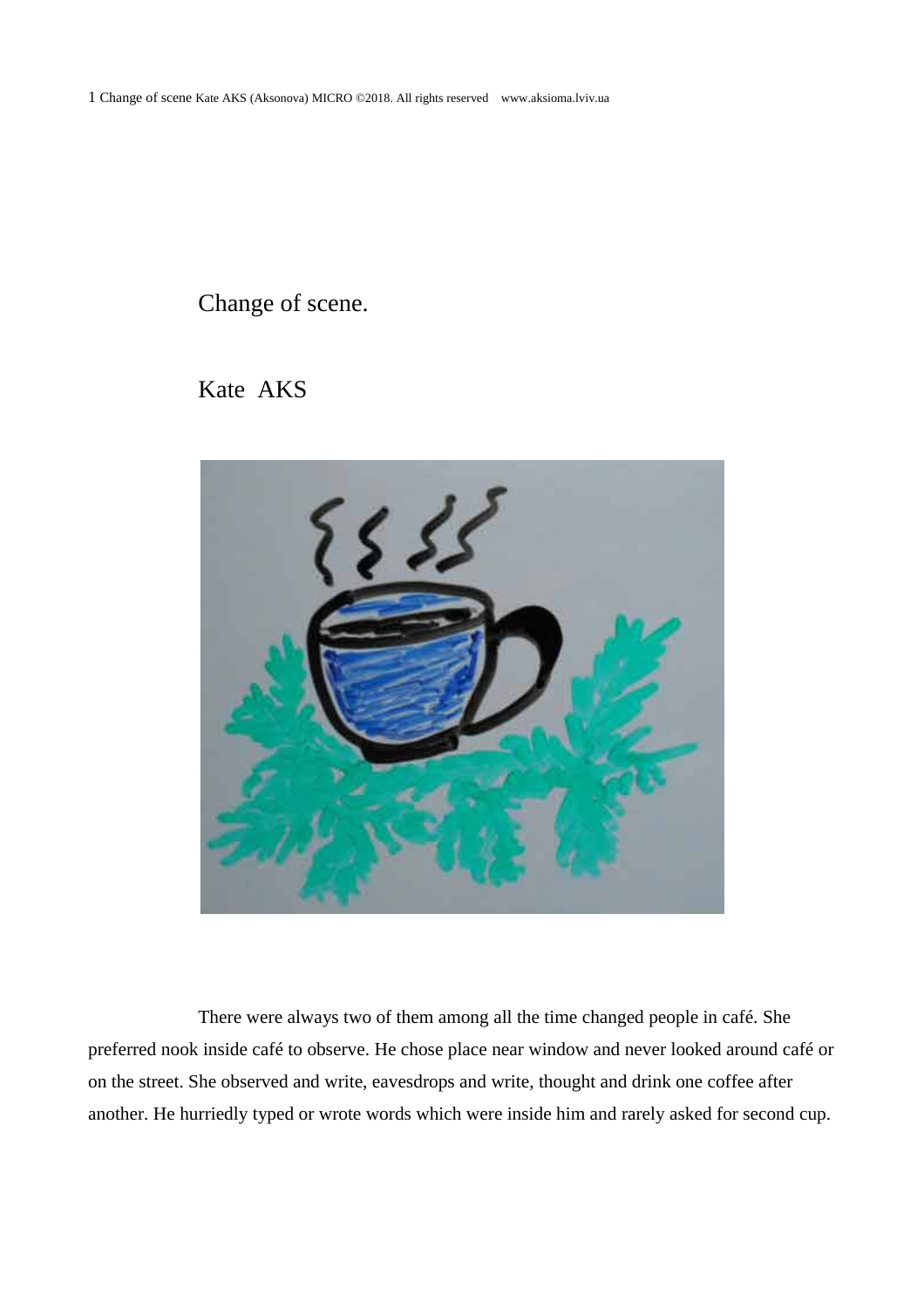# Change of scene.

Kate AKS

There were always two of them among all the time changed people in café. She preferred nook inside café to observe. He chose place near window and never looked around café or on the street. She observed and write, eavesdrops and write, thought and drink one coffee after another. He hurriedly typed or wrote words which were inside him and rarely asked for second cup.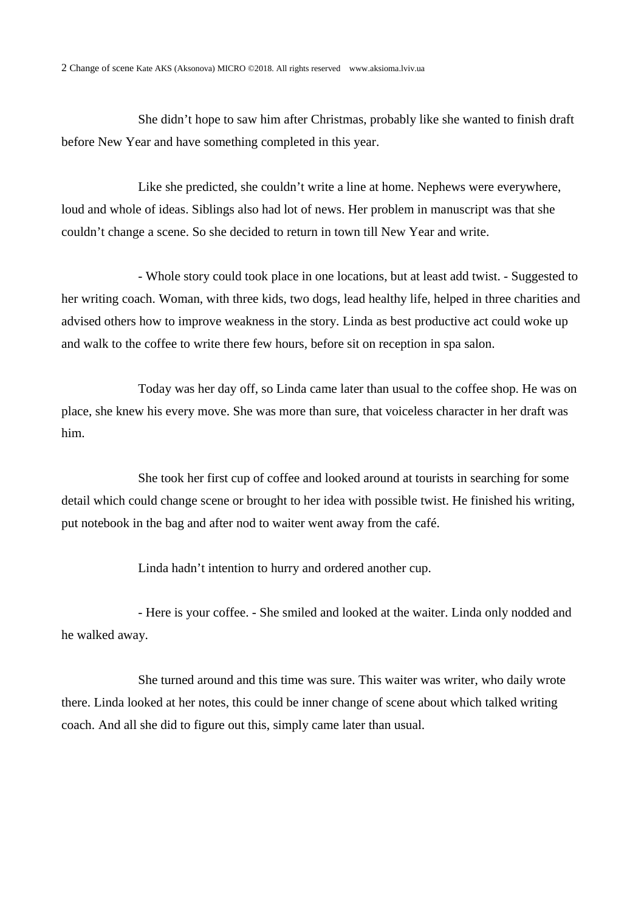She didn't hope to saw him after Christmas, probably like she wanted to finish draft before New Year and have something completed in this year.

Like she predicted, she couldn't write a line at home. Nephews were everywhere, loud and whole of ideas. Siblings also had lot of news. Her problem in manuscript was that she couldn't change a scene. So she decided to return in town till New Year and write.

- Whole story could took place in one locations, but at least add twist. - Suggested to her writing coach. Woman, with three kids, two dogs, lead healthy life, helped in three charities and advised others how to improve weakness in the story. Linda as best productive act could woke up and walk to the coffee to write there few hours, before sit on reception in spa salon.

Today was her day off, so Linda came later than usual to the coffee shop. He was on place, she knew his every move. She was more than sure, that voiceless character in her draft was him.

She took her first cup of coffee and looked around at tourists in searching for some detail which could change scene or brought to her idea with possible twist. He finished his writing, put notebook in the bag and after nod to waiter went away from the café.

Linda hadn't intention to hurry and ordered another cup.

- Here is your coffee. - She smiled and looked at the waiter. Linda only nodded and he walked away.

She turned around and this time was sure. This waiter was writer, who daily wrote there. Linda looked at her notes, this could be inner change of scene about which talked writing coach. And all she did to figure out this, simply came later than usual.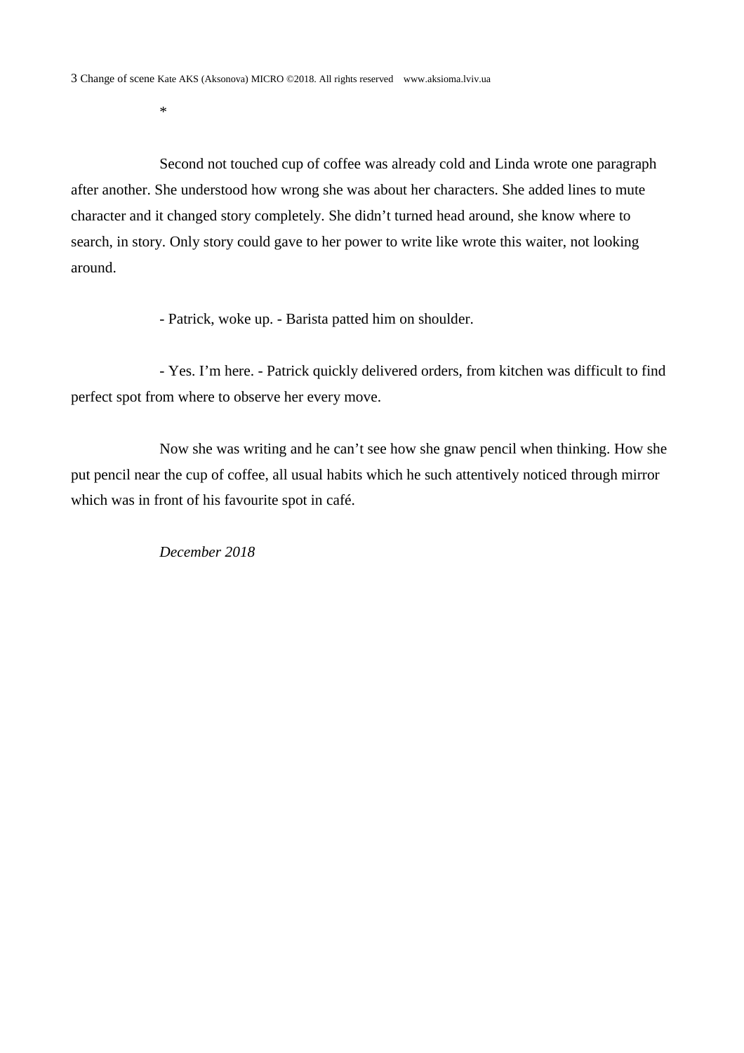*

Second not touched cup of coffee was already cold and Linda wrote one paragraph after another. She understood how wrong she was about her characters. She added lines to mute character and it changed story completely. She didn't turned head around, she know where to search, in story. Only story could gave to her power to write like wrote this waiter, not looking around.

- Patrick, woke up. - Barista patted him on shoulder.

- Yes. I'm here. - Patrick quickly delivered orders, from kitchen was difficult to find perfect spot from where to observe her every move.

Now she was writing and he can't see how she gnaw pencil when thinking. How she put pencil near the cup of coffee, all usual habits which he such attentively noticed through mirror which was in front of his favourite spot in café.

*December 2018*